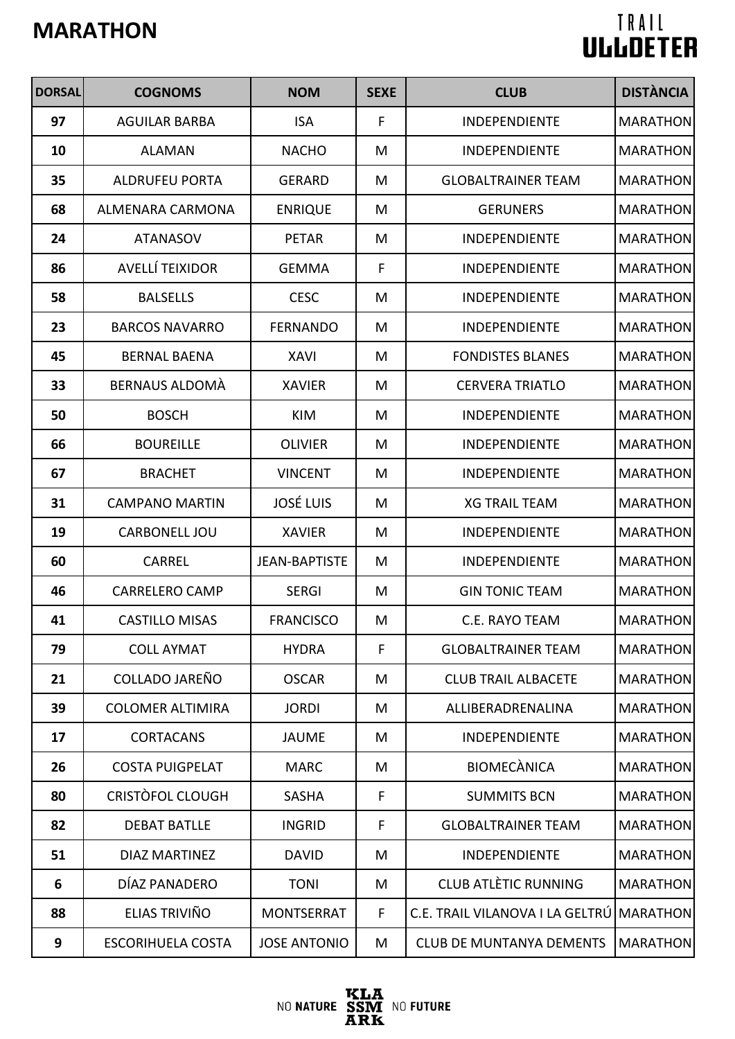# MARATHON

TRAIL ULLDETER

| DORSAL | COGNOMS | NOM | SEXE | CLUB | DISTÀNCIA |
|---|---|---|---|---|---|
| 97 | AGUILAR BARBA | ISA | F | INDEPENDIENTE | MARATHON |
| 10 | ALAMAN | NACHO | M | INDEPENDIENTE | MARATHON |
| 35 | ALDRUFEU PORTA | GERARD | M | GLOBALTRAINER TEAM | MARATHON |
| 68 | ALMENARA CARMONA | ENRIQUE | M | GERUNERS | MARATHON |
| 24 | ATANASOV | PETAR | M | INDEPENDIENTE | MARATHON |
| 86 | AVELLÍ TEIXIDOR | GEMMA | F | INDEPENDIENTE | MARATHON |
| 58 | BALSELLS | CESC | M | INDEPENDIENTE | MARATHON |
| 23 | BARCOS NAVARRO | FERNANDO | M | INDEPENDIENTE | MARATHON |
| 45 | BERNAL BAENA | XAVI | M | FONDISTES BLANES | MARATHON |
| 33 | BERNAUS ALDOMÀ | XAVIER | M | CERVERA TRIATLO | MARATHON |
| 50 | BOSCH | KIM | M | INDEPENDIENTE | MARATHON |
| 66 | BOUREILLE | OLIVIER | M | INDEPENDIENTE | MARATHON |
| 67 | BRACHET | VINCENT | M | INDEPENDIENTE | MARATHON |
| 31 | CAMPANO MARTIN | JOSÉ LUIS | M | XG TRAIL TEAM | MARATHON |
| 19 | CARBONELL JOU | XAVIER | M | INDEPENDIENTE | MARATHON |
| 60 | CARREL | JEAN-BAPTISTE | M | INDEPENDIENTE | MARATHON |
| 46 | CARRELERO CAMP | SERGI | M | GIN TONIC TEAM | MARATHON |
| 41 | CASTILLO MISAS | FRANCISCO | M | C.E. RAYO TEAM | MARATHON |
| 79 | COLL AYMAT | HYDRA | F | GLOBALTRAINER TEAM | MARATHON |
| 21 | COLLADO JAREÑO | OSCAR | M | CLUB TRAIL ALBACETE | MARATHON |
| 39 | COLOMER ALTIMIRA | JORDI | M | ALLIBERADRENALINA | MARATHON |
| 17 | CORTACANS | JAUME | M | INDEPENDIENTE | MARATHON |
| 26 | COSTA PUIGPELAT | MARC | M | BIOMECÀNICA | MARATHON |
| 80 | CRISTÒFOL CLOUGH | SASHA | F | SUMMITS BCN | MARATHON |
| 82 | DEBAT BATLLE | INGRID | F | GLOBALTRAINER TEAM | MARATHON |
| 51 | DIAZ MARTINEZ | DAVID | M | INDEPENDIENTE | MARATHON |
| 6 | DÍAZ PANADERO | TONI | M | CLUB ATLÈTIC RUNNING | MARATHON |
| 88 | ELIAS TRIVIÑO | MONTSERRAT | F | C.E. TRAIL VILANOVA I LA GELTRÚ | MARATHON |
| 9 | ESCORIHUELA COSTA | JOSE ANTONIO | M | CLUB DE MUNTANYA DEMENTS | MARATHON |

NO NATURE KLA SSM ARK NO FUTURE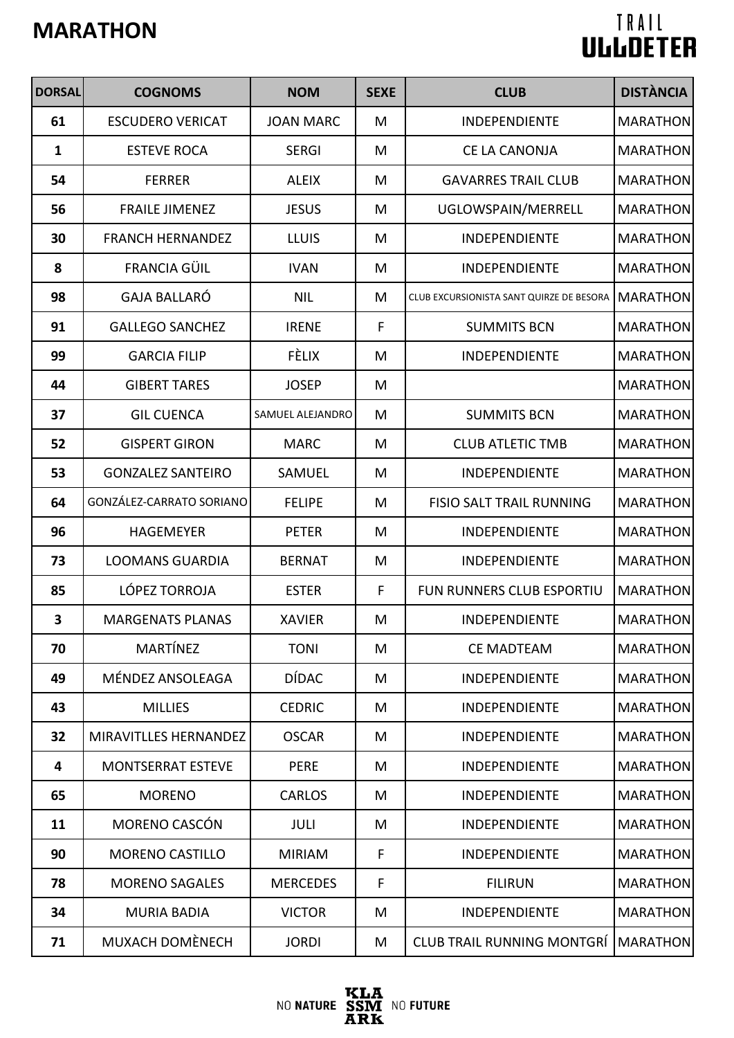# MARATHON

| DORSAL | COGNOMS | NOM | SEXE | CLUB | DISTÀNCIA |
|---|---|---|---|---|---|
| 61 | ESCUDERO VERICAT | JOAN MARC | M | INDEPENDIENTE | MARATHON |
| 1 | ESTEVE ROCA | SERGI | M | CE LA CANONJA | MARATHON |
| 54 | FERRER | ALEIX | M | GAVARRES TRAIL CLUB | MARATHON |
| 56 | FRAILE JIMENEZ | JESUS | M | UGLOWSPAIN/MERRELL | MARATHON |
| 30 | FRANCH HERNANDEZ | LLUIS | M | INDEPENDIENTE | MARATHON |
| 8 | FRANCIA GÜIL | IVAN | M | INDEPENDIENTE | MARATHON |
| 98 | GAJA BALLARÓ | NIL | M | CLUB EXCURSIONISTA SANT QUIRZE DE BESORA | MARATHON |
| 91 | GALLEGO SANCHEZ | IRENE | F | SUMMITS BCN | MARATHON |
| 99 | GARCIA FILIP | FÈLIX | M | INDEPENDIENTE | MARATHON |
| 44 | GIBERT TARES | JOSEP | M | | MARATHON |
| 37 | GIL CUENCA | SAMUEL ALEJANDRO | M | SUMMITS BCN | MARATHON |
| 52 | GISPERT GIRON | MARC | M | CLUB ATLETIC TMB | MARATHON |
| 53 | GONZALEZ SANTEIRO | SAMUEL | M | INDEPENDIENTE | MARATHON |
| 64 | GONZÁLEZ-CARRATO SORIANO | FELIPE | M | FISIO SALT TRAIL RUNNING | MARATHON |
| 96 | HAGEMEYER | PETER | M | INDEPENDIENTE | MARATHON |
| 73 | LOOMANS GUARDIA | BERNAT | M | INDEPENDIENTE | MARATHON |
| 85 | LÓPEZ TORROJA | ESTER | F | FUN RUNNERS CLUB ESPORTIU | MARATHON |
| 3 | MARGENATS PLANAS | XAVIER | M | INDEPENDIENTE | MARATHON |
| 70 | MARTÍNEZ | TONI | M | CE MADTEAM | MARATHON |
| 49 | MÉNDEZ ANSOLEAGA | DÍDAC | M | INDEPENDIENTE | MARATHON |
| 43 | MILLIES | CEDRIC | M | INDEPENDIENTE | MARATHON |
| 32 | MIRAVITLLES HERNANDEZ | OSCAR | M | INDEPENDIENTE | MARATHON |
| 4 | MONTSERRAT ESTEVE | PERE | M | INDEPENDIENTE | MARATHON |
| 65 | MORENO | CARLOS | M | INDEPENDIENTE | MARATHON |
| 11 | MORENO CASCÓN | JULI | M | INDEPENDIENTE | MARATHON |
| 90 | MORENO CASTILLO | MIRIAM | F | INDEPENDIENTE | MARATHON |
| 78 | MORENO SAGALES | MERCEDES | F | FILIRUN | MARATHON |
| 34 | MURIA BADIA | VICTOR | M | INDEPENDIENTE | MARATHON |
| 71 | MUXACH DOMÈNECH | JORDI | M | CLUB TRAIL RUNNING MONTGRÍ | MARATHON |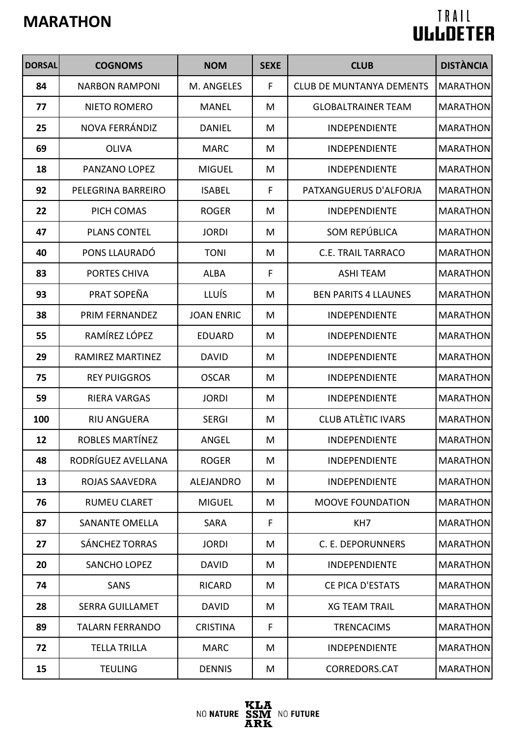# MARATHON

TRAIL ULLDETER

| DORSAL | COGNOMS | NOM | SEXE | CLUB | DISTÀNCIA |
|---|---|---|---|---|---|
| 84 | NARBON RAMPONI | M. ANGELES | F | CLUB DE MUNTANYA DEMENTS | MARATHON |
| 77 | NIETO ROMERO | MANEL | M | GLOBALTRAINER TEAM | MARATHON |
| 25 | NOVA FERRÁNDIZ | DANIEL | M | INDEPENDIENTE | MARATHON |
| 69 | OLIVA | MARC | M | INDEPENDIENTE | MARATHON |
| 18 | PANZANO LOPEZ | MIGUEL | M | INDEPENDIENTE | MARATHON |
| 92 | PELEGRINA BARREIRO | ISABEL | F | PATXANGUERUS D'ALFORJA | MARATHON |
| 22 | PICH COMAS | ROGER | M | INDEPENDIENTE | MARATHON |
| 47 | PLANS CONTEL | JORDI | M | SOM REPÚBLICA | MARATHON |
| 40 | PONS LLAURADÓ | TONI | M | C.E. TRAIL TARRACO | MARATHON |
| 83 | PORTES CHIVA | ALBA | F | ASHI TEAM | MARATHON |
| 93 | PRAT SOPEÑA | LLUÍS | M | BEN PARITS 4 LLAUNES | MARATHON |
| 38 | PRIM FERNANDEZ | JOAN ENRIC | M | INDEPENDIENTE | MARATHON |
| 55 | RAMÍREZ LÓPEZ | EDUARD | M | INDEPENDIENTE | MARATHON |
| 29 | RAMIREZ MARTINEZ | DAVID | M | INDEPENDIENTE | MARATHON |
| 75 | REY PUIGGROS | OSCAR | M | INDEPENDIENTE | MARATHON |
| 59 | RIERA VARGAS | JORDI | M | INDEPENDIENTE | MARATHON |
| 100 | RIU ANGUERA | SERGI | M | CLUB ATLÈTIC IVARS | MARATHON |
| 12 | ROBLES MARTÍNEZ | ANGEL | M | INDEPENDIENTE | MARATHON |
| 48 | RODRÍGUEZ AVELLANA | ROGER | M | INDEPENDIENTE | MARATHON |
| 13 | ROJAS SAAVEDRA | ALEJANDRO | M | INDEPENDIENTE | MARATHON |
| 76 | RUMEU CLARET | MIGUEL | M | MOOVE FOUNDATION | MARATHON |
| 87 | SANANTE OMELLA | SARA | F | KH7 | MARATHON |
| 27 | SÁNCHEZ TORRAS | JORDI | M | C. E. DEPORUNNERS | MARATHON |
| 20 | SANCHO LOPEZ | DAVID | M | INDEPENDIENTE | MARATHON |
| 74 | SANS | RICARD | M | CE PICA D'ESTATS | MARATHON |
| 28 | SERRA GUILLAMET | DAVID | M | XG TEAM TRAIL | MARATHON |
| 89 | TALARN FERRANDO | CRISTINA | F | TRENCACIMS | MARATHON |
| 72 | TELLA TRILLA | MARC | M | INDEPENDIENTE | MARATHON |
| 15 | TEULING | DENNIS | M | CORREDORS.CAT | MARATHON |

NO NATURE KLA SSM ARK NO FUTURE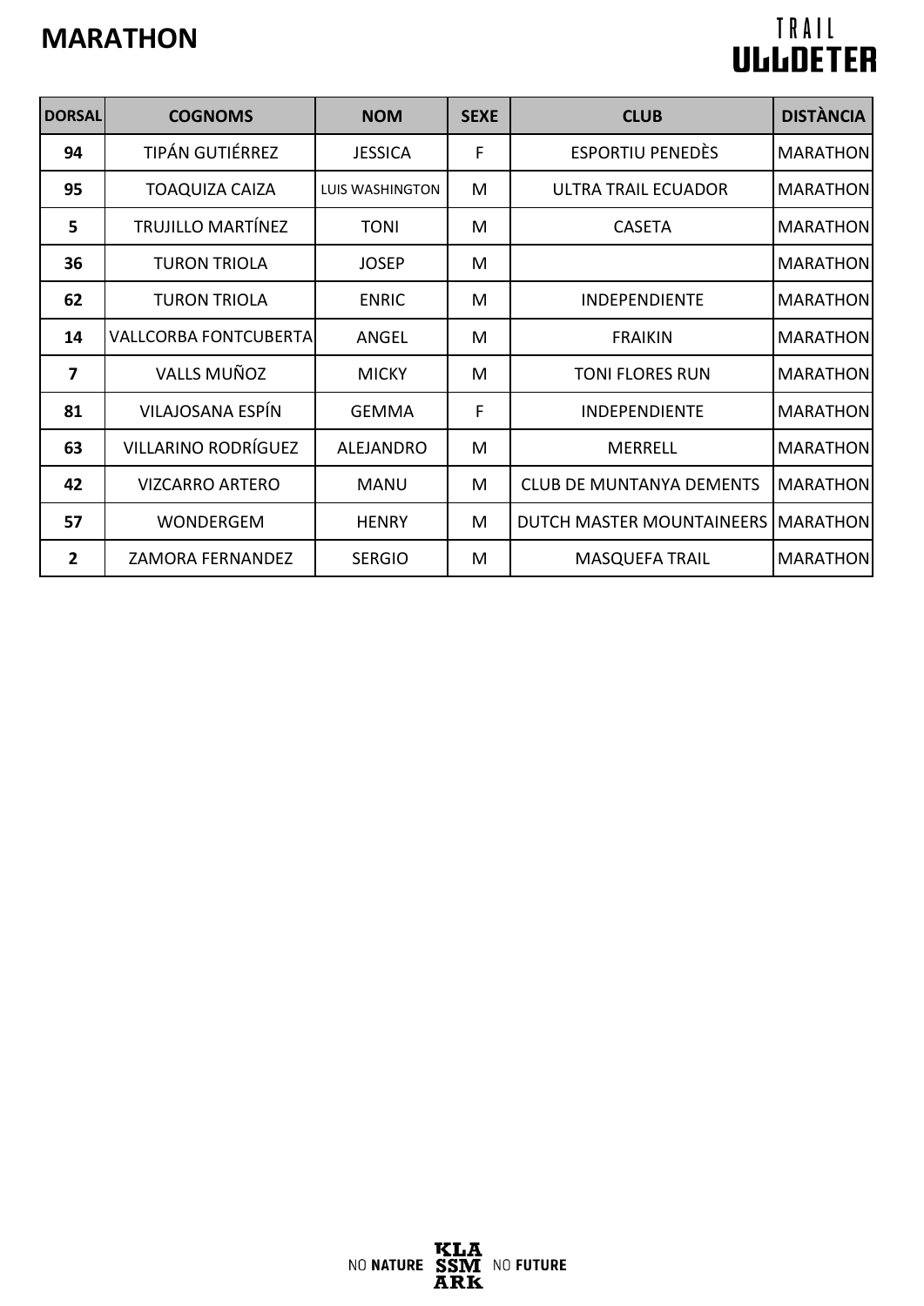# MARATHON

| DORSAL | COGNOMS | NOM | SEXE | CLUB | DISTÀNCIA |
|---|---|---|---|---|---|
| 94 | TIPÁN GUTIÉRREZ | JESSICA | F | ESPORTIU PENEDÈS | MARATHON |
| 95 | TOAQUIZA CAIZA | LUIS WASHINGTON | M | ULTRA TRAIL ECUADOR | MARATHON |
| 5 | TRUJILLO MARTÍNEZ | TONI | M | CASETA | MARATHON |
| 36 | TURON TRIOLA | JOSEP | M | | MARATHON |
| 62 | TURON TRIOLA | ENRIC | M | INDEPENDIENTE | MARATHON |
| 14 | VALLCORBA FONTCUBERTA | ANGEL | M | FRAIKIN | MARATHON |
| 7 | VALLS MUÑOZ | MICKY | M | TONI FLORES RUN | MARATHON |
| 81 | VILAJOSANA ESPÍN | GEMMA | F | INDEPENDIENTE | MARATHON |
| 63 | VILLARINO RODRÍGUEZ | ALEJANDRO | M | MERRELL | MARATHON |
| 42 | VIZCARRO ARTERO | MANU | M | CLUB DE MUNTANYA DEMENTS | MARATHON |
| 57 | WONDERGEM | HENRY | M | DUTCH MASTER MOUNTAINEERS | MARATHON |
| 2 | ZAMORA FERNANDEZ | SERGIO | M | MASQUEFA TRAIL | MARATHON |